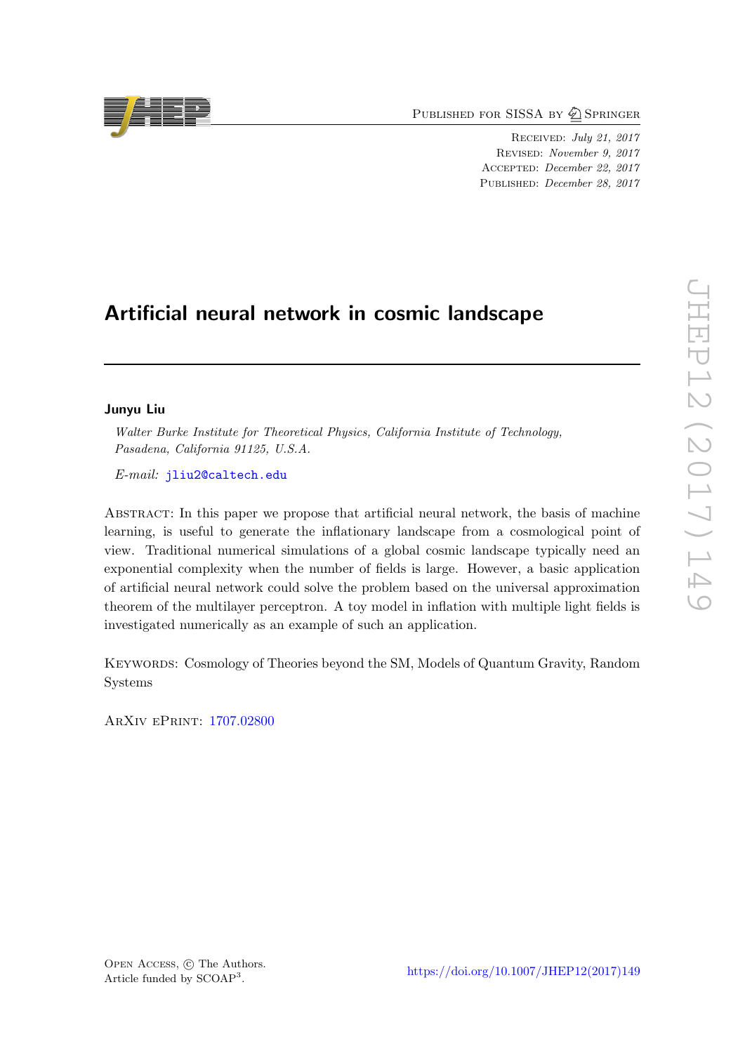Published for SISSA by Springer

Received: *July 21, 2017*
Revised: *November 9, 2017*
Accepted: *December 22, 2017*
Published: *December 28, 2017*

# Artificial neural network in cosmic landscape

**Junyu Liu**

*Walter Burke Institute for Theoretical Physics, California Institute of Technology, Pasadena, California 91125, U.S.A.*

*E-mail:* jliu2@caltech.edu

Abstract: In this paper we propose that artificial neural network, the basis of machine learning, is useful to generate the inflationary landscape from a cosmological point of view. Traditional numerical simulations of a global cosmic landscape typically need an exponential complexity when the number of fields is large. However, a basic application of artificial neural network could solve the problem based on the universal approximation theorem of the multilayer perceptron. A toy model in inflation with multiple light fields is investigated numerically as an example of such an application.

Keywords: Cosmology of Theories beyond the SM, Models of Quantum Gravity, Random Systems

ArXiv ePrint: 1707.02800

Open Access, © The Authors.
Article funded by SCOAP[3].

https://doi.org/10.1007/JHEP12(2017)149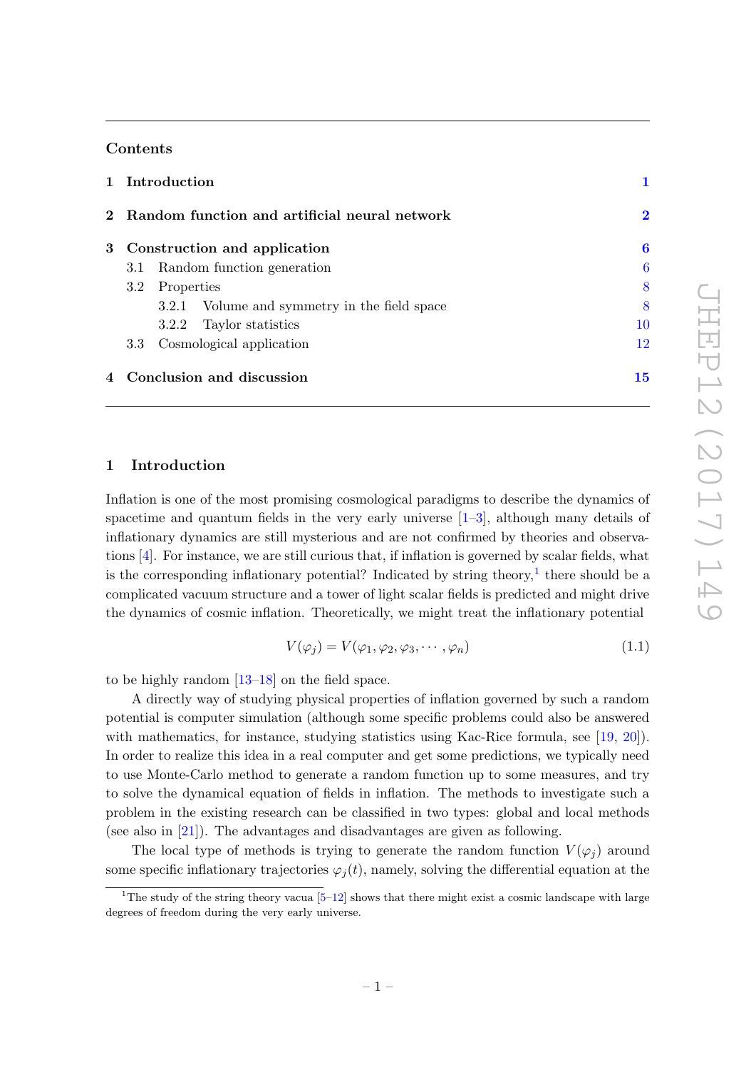## Contents

1 **Introduction** 1

2 **Random function and artificial neural network** 2

3 **Construction and application** 6
- 3.1 Random function generation 6
- 3.2 Properties 8
  - 3.2.1 Volume and symmetry in the field space 8
  - 3.2.2 Taylor statistics 10
- 3.3 Cosmological application 12

4 **Conclusion and discussion** 15

# 1 Introduction

Inflation is one of the most promising cosmological paradigms to describe the dynamics of spacetime and quantum fields in the very early universe [1–3], although many details of inflationary dynamics are still mysterious and are not confirmed by theories and observations [4]. For instance, we are still curious that, if inflation is governed by scalar fields, what is the corresponding inflationary potential? Indicated by string theory,[1] there should be a complicated vacuum structure and a tower of light scalar fields is predicted and might drive the dynamics of cosmic inflation. Theoretically, we might treat the inflationary potential

$$V(\varphi_j) = V(\varphi_1, \varphi_2, \varphi_3, \cdots, \varphi_n) \tag{1.1}$$

to be highly random [13–18] on the field space.

A directly way of studying physical properties of inflation governed by such a random potential is computer simulation (although some specific problems could also be answered with mathematics, for instance, studying statistics using Kac-Rice formula, see [19, 20]). In order to realize this idea in a real computer and get some predictions, we typically need to use Monte-Carlo method to generate a random function up to some measures, and try to solve the dynamical equation of fields in inflation. The methods to investigate such a problem in the existing research can be classified in two types: global and local methods (see also in [21]). The advantages and disadvantages are given as following.

The local type of methods is trying to generate the random function $V(\varphi_j)$ around some specific inflationary trajectories $\varphi_j(t)$, namely, solving the differential equation at the

[1] The study of the string theory vacua [5–12] shows that there might exist a cosmic landscape with large degrees of freedom during the very early universe.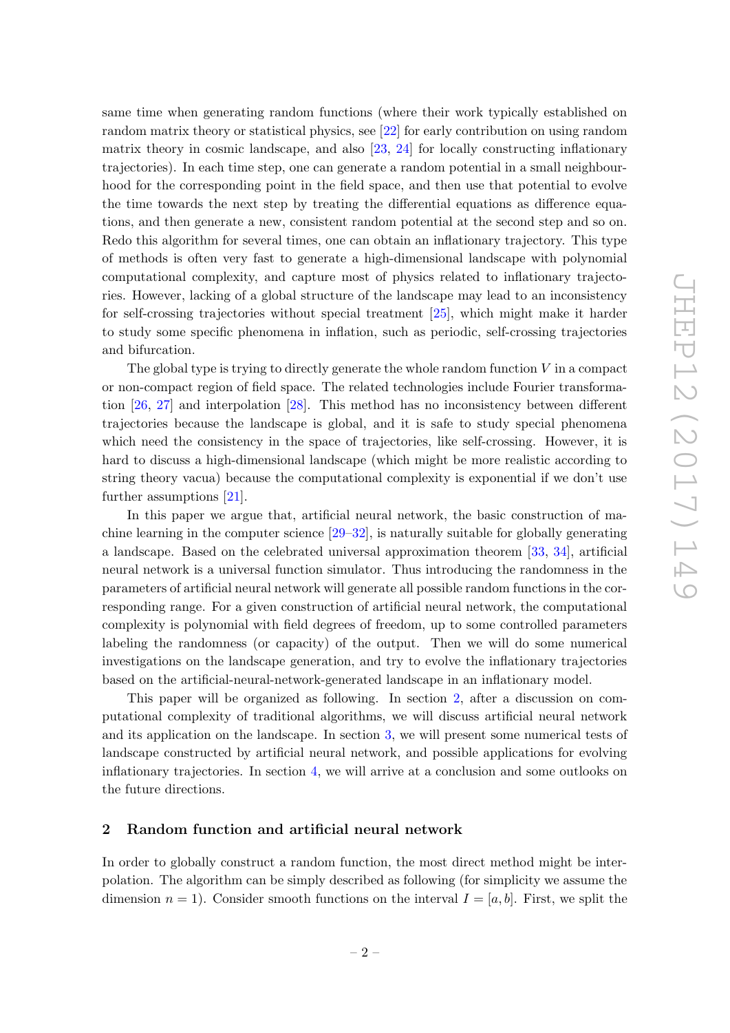same time when generating random functions (where their work typically established on random matrix theory or statistical physics, see [22] for early contribution on using random matrix theory in cosmic landscape, and also [23, 24] for locally constructing inflationary trajectories). In each time step, one can generate a random potential in a small neighbourhood for the corresponding point in the field space, and then use that potential to evolve the time towards the next step by treating the differential equations as difference equations, and then generate a new, consistent random potential at the second step and so on. Redo this algorithm for several times, one can obtain an inflationary trajectory. This type of methods is often very fast to generate a high-dimensional landscape with polynomial computational complexity, and capture most of physics related to inflationary trajectories. However, lacking of a global structure of the landscape may lead to an inconsistency for self-crossing trajectories without special treatment [25], which might make it harder to study some specific phenomena in inflation, such as periodic, self-crossing trajectories and bifurcation.

The global type is trying to directly generate the whole random function $V$ in a compact or non-compact region of field space. The related technologies include Fourier transformation [26, 27] and interpolation [28]. This method has no inconsistency between different trajectories because the landscape is global, and it is safe to study special phenomena which need the consistency in the space of trajectories, like self-crossing. However, it is hard to discuss a high-dimensional landscape (which might be more realistic according to string theory vacua) because the computational complexity is exponential if we don't use further assumptions [21].

In this paper we argue that, artificial neural network, the basic construction of machine learning in the computer science [29–32], is naturally suitable for globally generating a landscape. Based on the celebrated universal approximation theorem [33, 34], artificial neural network is a universal function simulator. Thus introducing the randomness in the parameters of artificial neural network will generate all possible random functions in the corresponding range. For a given construction of artificial neural network, the computational complexity is polynomial with field degrees of freedom, up to some controlled parameters labeling the randomness (or capacity) of the output. Then we will do some numerical investigations on the landscape generation, and try to evolve the inflationary trajectories based on the artificial-neural-network-generated landscape in an inflationary model.

This paper will be organized as following. In section 2, after a discussion on computational complexity of traditional algorithms, we will discuss artificial neural network and its application on the landscape. In section 3, we will present some numerical tests of landscape constructed by artificial neural network, and possible applications for evolving inflationary trajectories. In section 4, we will arrive at a conclusion and some outlooks on the future directions.

## 2 Random function and artificial neural network

In order to globally construct a random function, the most direct method might be interpolation. The algorithm can be simply described as following (for simplicity we assume the dimension $n = 1$). Consider smooth functions on the interval $I = [a, b]$. First, we split the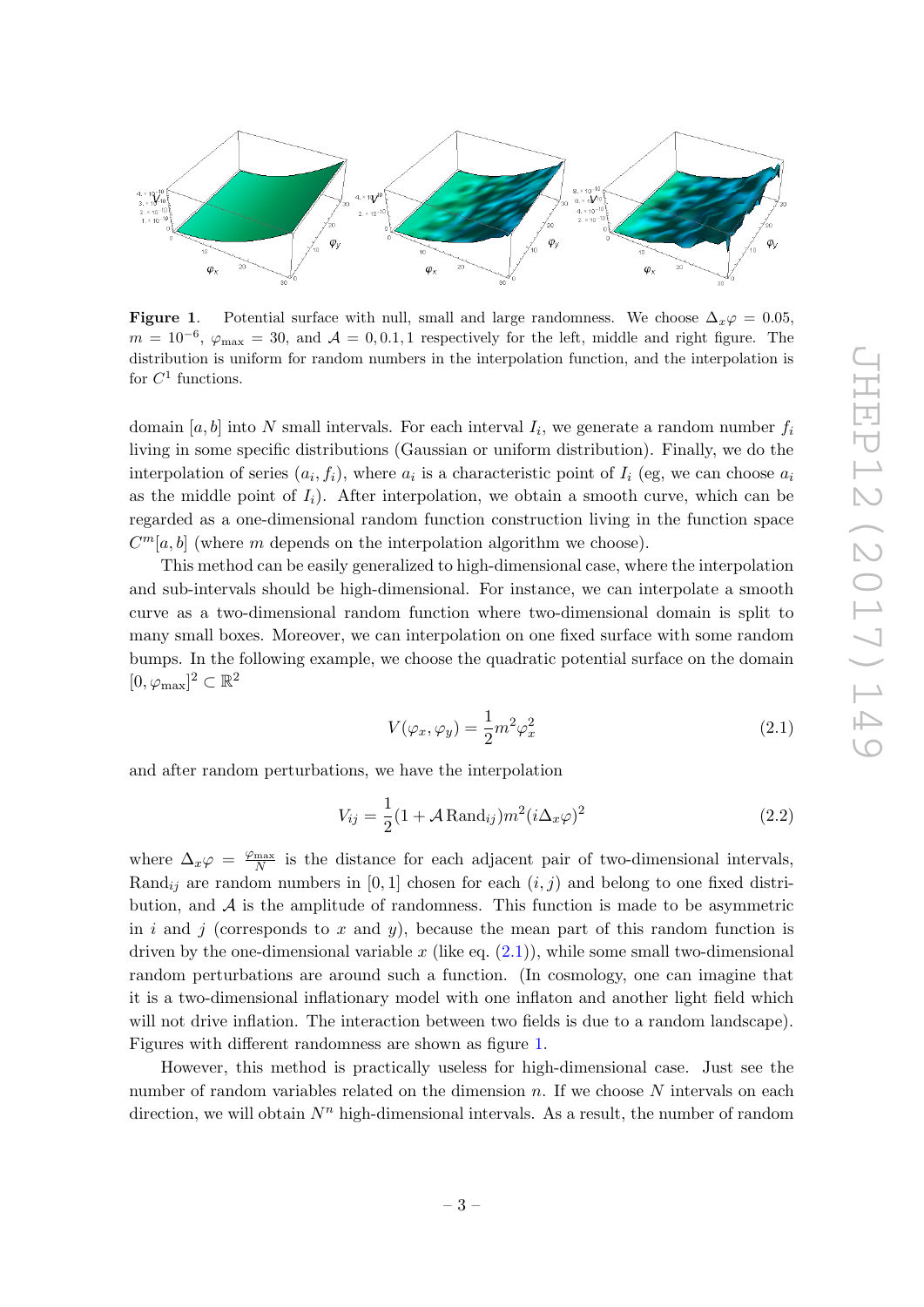**Figure 1**. Potential surface with null, small and large randomness. We choose $\Delta_x\varphi = 0.05$, $m = 10^{-6}$, $\varphi_{\max} = 30$, and $\mathcal{A} = 0, 0.1, 1$ respectively for the left, middle and right figure. The distribution is uniform for random numbers in the interpolation function, and the interpolation is for $C^1$ functions.

domain $[a, b]$ into $N$ small intervals. For each interval $I_i$, we generate a random number $f_i$ living in some specific distributions (Gaussian or uniform distribution). Finally, we do the interpolation of series $(a_i, f_i)$, where $a_i$ is a characteristic point of $I_i$ (eg, we can choose $a_i$ as the middle point of $I_i$). After interpolation, we obtain a smooth curve, which can be regarded as a one-dimensional random function construction living in the function space $C^m[a, b]$ (where $m$ depends on the interpolation algorithm we choose).

This method can be easily generalized to high-dimensional case, where the interpolation and sub-intervals should be high-dimensional. For instance, we can interpolate a smooth curve as a two-dimensional random function where two-dimensional domain is split to many small boxes. Moreover, we can interpolation on one fixed surface with some random bumps. In the following example, we choose the quadratic potential surface on the domain $[0, \varphi_{\max}]^2 \subset \mathbb{R}^2$

$$V(\varphi_x, \varphi_y) = \frac{1}{2}m^2\varphi_x^2 \tag{2.1}$$

and after random perturbations, we have the interpolation

$$V_{ij} = \frac{1}{2}(1 + \mathcal{A}\,\mathrm{Rand}_{ij})m^2(i\Delta_x\varphi)^2 \tag{2.2}$$

where $\Delta_x\varphi = \frac{\varphi_{\max}}{N}$ is the distance for each adjacent pair of two-dimensional intervals, $\mathrm{Rand}_{ij}$ are random numbers in $[0, 1]$ chosen for each $(i, j)$ and belong to one fixed distribution, and $\mathcal{A}$ is the amplitude of randomness. This function is made to be asymmetric in $i$ and $j$ (corresponds to $x$ and $y$), because the mean part of this random function is driven by the one-dimensional variable $x$ (like eq. (2.1)), while some small two-dimensional random perturbations are around such a function. (In cosmology, one can imagine that it is a two-dimensional inflationary model with one inflaton and another light field which will not drive inflation. The interaction between two fields is due to a random landscape). Figures with different randomness are shown as figure 1.

However, this method is practically useless for high-dimensional case. Just see the number of random variables related on the dimension $n$. If we choose $N$ intervals on each direction, we will obtain $N^n$ high-dimensional intervals. As a result, the number of random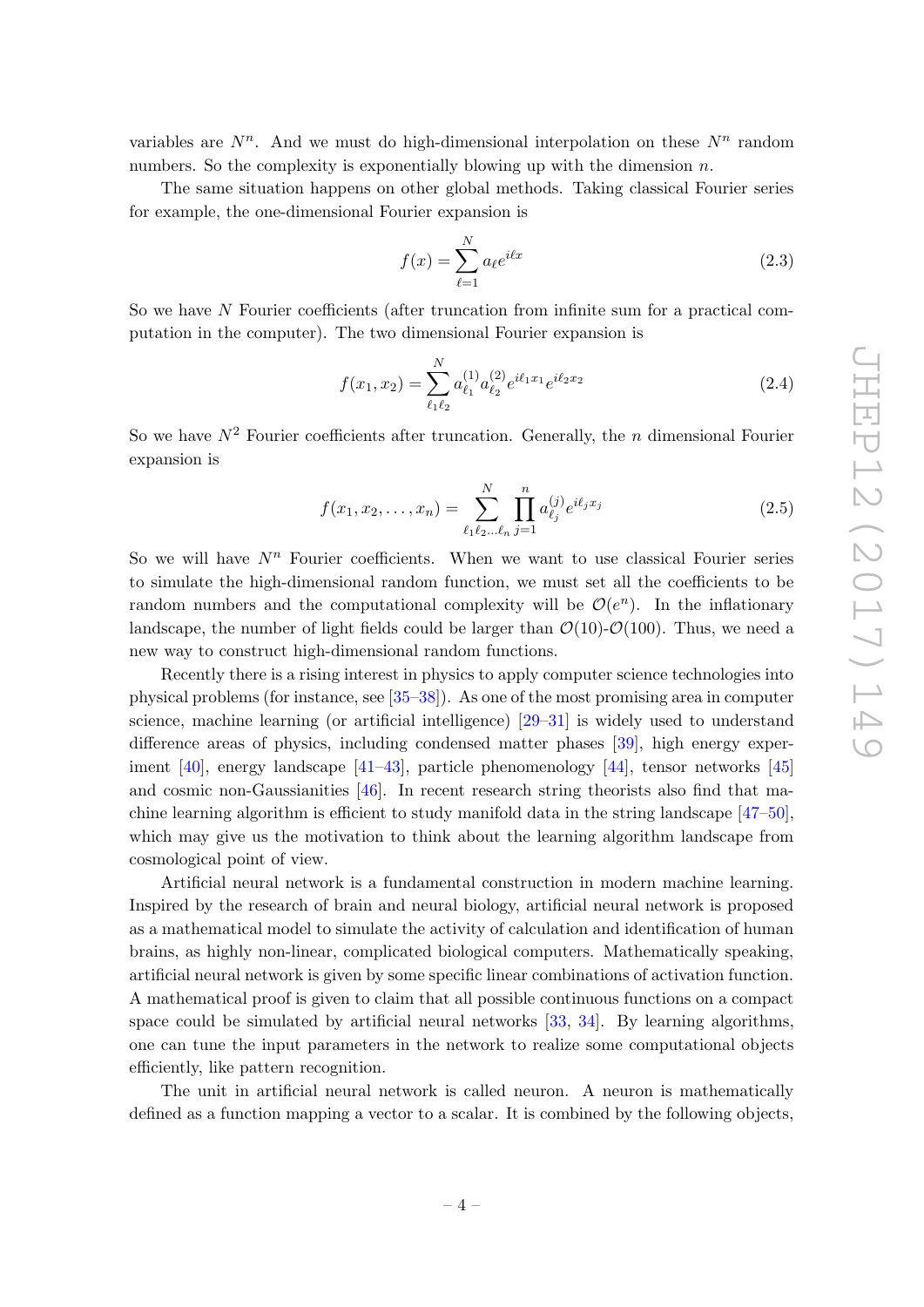variables are $N^n$. And we must do high-dimensional interpolation on these $N^n$ random numbers. So the complexity is exponentially blowing up with the dimension $n$.

The same situation happens on other global methods. Taking classical Fourier series for example, the one-dimensional Fourier expansion is

$$f(x) = \sum_{\ell=1}^{N} a_\ell e^{i\ell x} \tag{2.3}$$

So we have $N$ Fourier coefficients (after truncation from infinite sum for a practical computation in the computer). The two dimensional Fourier expansion is

$$f(x_1, x_2) = \sum_{\ell_1 \ell_2}^{N} a^{(1)}_{\ell_1} a^{(2)}_{\ell_2} e^{i\ell_1 x_1} e^{i\ell_2 x_2} \tag{2.4}$$

So we have $N^2$ Fourier coefficients after truncation. Generally, the $n$ dimensional Fourier expansion is

$$f(x_1, x_2, \ldots, x_n) = \sum_{\ell_1 \ell_2 \ldots \ell_n}^{N} \prod_{j=1}^{n} a^{(j)}_{\ell_j} e^{i\ell_j x_j} \tag{2.5}$$

So we will have $N^n$ Fourier coefficients. When we want to use classical Fourier series to simulate the high-dimensional random function, we must set all the coefficients to be random numbers and the computational complexity will be $\mathcal{O}(e^n)$. In the inflationary landscape, the number of light fields could be larger than $\mathcal{O}(10)$-$\mathcal{O}(100)$. Thus, we need a new way to construct high-dimensional random functions.

Recently there is a rising interest in physics to apply computer science technologies into physical problems (for instance, see [35–38]). As one of the most promising area in computer science, machine learning (or artificial intelligence) [29–31] is widely used to understand difference areas of physics, including condensed matter phases [39], high energy experiment [40], energy landscape [41–43], particle phenomenology [44], tensor networks [45] and cosmic non-Gaussianities [46]. In recent research string theorists also find that machine learning algorithm is efficient to study manifold data in the string landscape [47–50], which may give us the motivation to think about the learning algorithm landscape from cosmological point of view.

Artificial neural network is a fundamental construction in modern machine learning. Inspired by the research of brain and neural biology, artificial neural network is proposed as a mathematical model to simulate the activity of calculation and identification of human brains, as highly non-linear, complicated biological computers. Mathematically speaking, artificial neural network is given by some specific linear combinations of activation function. A mathematical proof is given to claim that all possible continuous functions on a compact space could be simulated by artificial neural networks [33, 34]. By learning algorithms, one can tune the input parameters in the network to realize some computational objects efficiently, like pattern recognition.

The unit in artificial neural network is called neuron. A neuron is mathematically defined as a function mapping a vector to a scalar. It is combined by the following objects,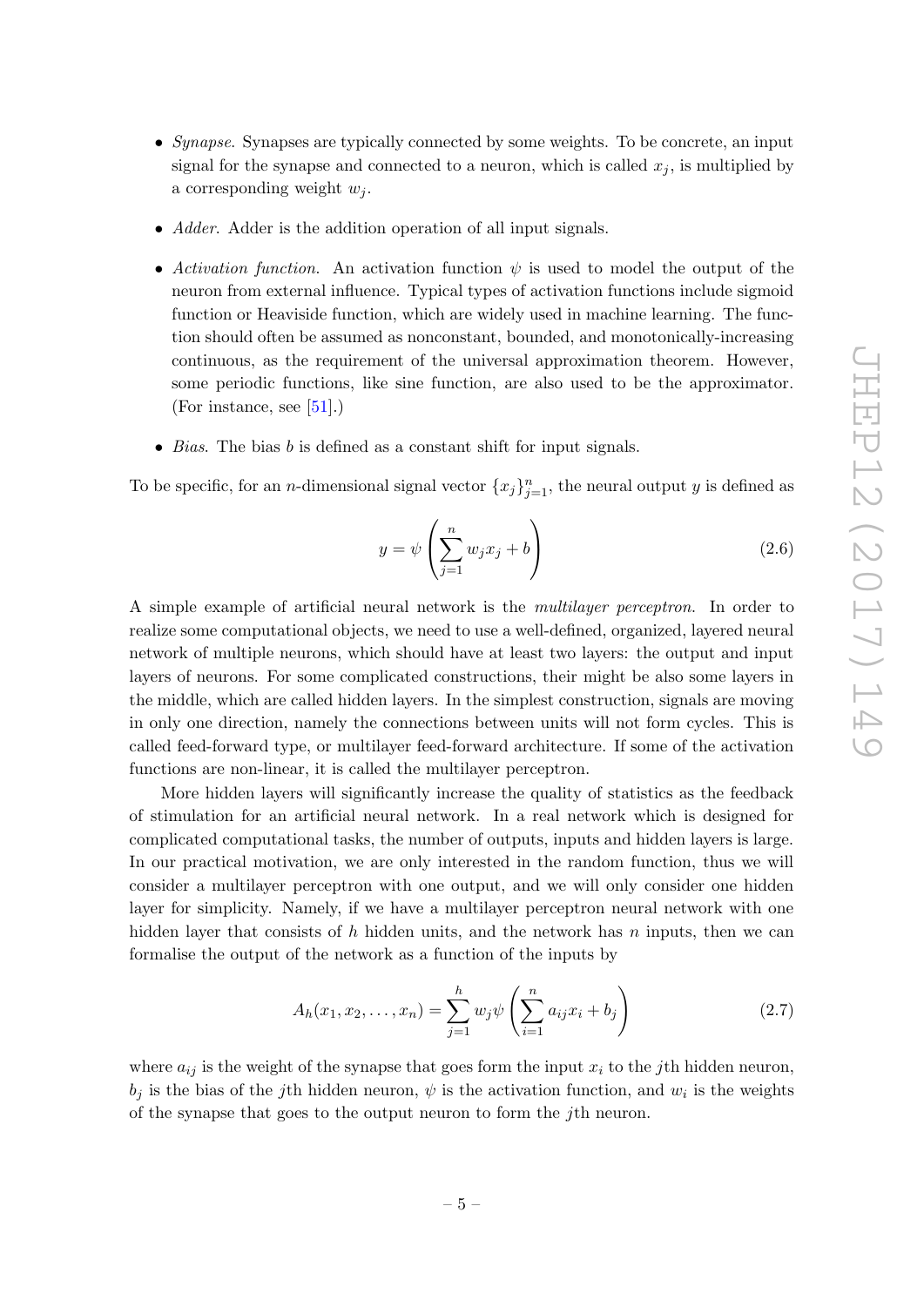- *Synapse*. Synapses are typically connected by some weights. To be concrete, an input signal for the synapse and connected to a neuron, which is called $x_j$, is multiplied by a corresponding weight $w_j$.
- *Adder*. Adder is the addition operation of all input signals.
- *Activation function*. An activation function $\psi$ is used to model the output of the neuron from external influence. Typical types of activation functions include sigmoid function or Heaviside function, which are widely used in machine learning. The function should often be assumed as nonconstant, bounded, and monotonically-increasing continuous, as the requirement of the universal approximation theorem. However, some periodic functions, like sine function, are also used to be the approximator. (For instance, see [51].)
- *Bias*. The bias $b$ is defined as a constant shift for input signals.

To be specific, for an $n$-dimensional signal vector $\{x_j\}_{j=1}^{n}$, the neural output $y$ is defined as

$$y = \psi\left(\sum_{j=1}^{n} w_j x_j + b\right) \tag{2.6}$$

A simple example of artificial neural network is the *multilayer perceptron*. In order to realize some computational objects, we need to use a well-defined, organized, layered neural network of multiple neurons, which should have at least two layers: the output and input layers of neurons. For some complicated constructions, their might be also some layers in the middle, which are called hidden layers. In the simplest construction, signals are moving in only one direction, namely the connections between units will not form cycles. This is called feed-forward type, or multilayer feed-forward architecture. If some of the activation functions are non-linear, it is called the multilayer perceptron.

More hidden layers will significantly increase the quality of statistics as the feedback of stimulation for an artificial neural network. In a real network which is designed for complicated computational tasks, the number of outputs, inputs and hidden layers is large. In our practical motivation, we are only interested in the random function, thus we will consider a multilayer perceptron with one output, and we will only consider one hidden layer for simplicity. Namely, if we have a multilayer perceptron neural network with one hidden layer that consists of $h$ hidden units, and the network has $n$ inputs, then we can formalise the output of the network as a function of the inputs by

$$A_h(x_1, x_2, \ldots, x_n) = \sum_{j=1}^{h} w_j \psi\left(\sum_{i=1}^{n} a_{ij} x_i + b_j\right) \tag{2.7}$$

where $a_{ij}$ is the weight of the synapse that goes form the input $x_i$ to the $j$th hidden neuron, $b_j$ is the bias of the $j$th hidden neuron, $\psi$ is the activation function, and $w_i$ is the weights of the synapse that goes to the output neuron to form the $j$th neuron.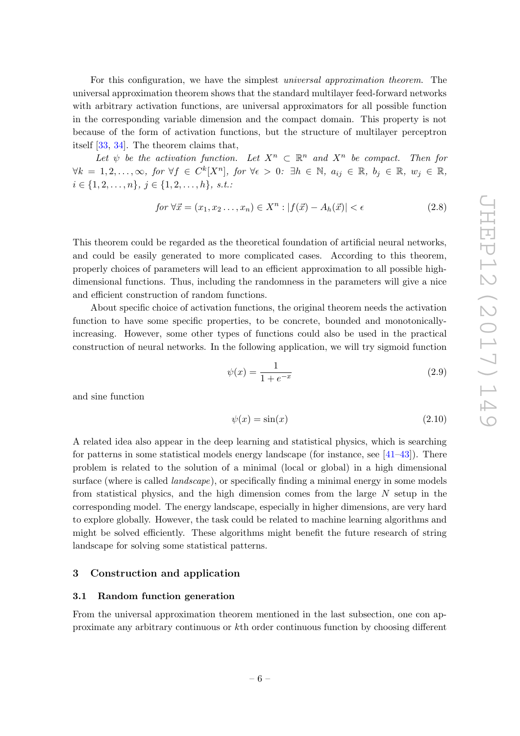For this configuration, we have the simplest *universal approximation theorem*. The universal approximation theorem shows that the standard multilayer feed-forward networks with arbitrary activation functions, are universal approximators for all possible function in the corresponding variable dimension and the compact domain. This property is not because of the form of activation functions, but the structure of multilayer perceptron itself [33, 34]. The theorem claims that,

*Let $\psi$ be the activation function. Let $X^n \subset \mathbb{R}^n$ and $X^n$ be compact. Then for* $\forall k = 1, 2, \ldots, \infty$*, for* $\forall f \in C^k[X^n]$*, for* $\forall \epsilon > 0$*:* $\exists h \in \mathbb{N}$*,* $a_{ij} \in \mathbb{R}$*,* $b_j \in \mathbb{R}$*,* $w_j \in \mathbb{R}$*,* $i \in \{1, 2, \ldots, n\}$*,* $j \in \{1, 2, \ldots, h\}$*, s.t.:*

$$\text{for } \forall \vec{x} = (x_1, x_2 \ldots, x_n) \in X^n : |f(\vec{x}) - A_h(\vec{x})| < \epsilon \tag{2.8}$$

This theorem could be regarded as the theoretical foundation of artificial neural networks, and could be easily generated to more complicated cases. According to this theorem, properly choices of parameters will lead to an efficient approximation to all possible high-dimensional functions. Thus, including the randomness in the parameters will give a nice and efficient construction of random functions.

About specific choice of activation functions, the original theorem needs the activation function to have some specific properties, to be concrete, bounded and monotonically-increasing. However, some other types of functions could also be used in the practical construction of neural networks. In the following application, we will try sigmoid function

$$\psi(x) = \frac{1}{1 + e^{-x}} \tag{2.9}$$

and sine function

$$\psi(x) = \sin(x) \tag{2.10}$$

A related idea also appear in the deep learning and statistical physics, which is searching for patterns in some statistical models energy landscape (for instance, see [41–43]). There problem is related to the solution of a minimal (local or global) in a high dimensional surface (where is called *landscape*), or specifically finding a minimal energy in some models from statistical physics, and the high dimension comes from the large $N$ setup in the corresponding model. The energy landscape, especially in higher dimensions, are very hard to explore globally. However, the task could be related to machine learning algorithms and might be solved efficiently. These algorithms might benefit the future research of string landscape for solving some statistical patterns.

## 3 Construction and application

### 3.1 Random function generation

From the universal approximation theorem mentioned in the last subsection, one con approximate any arbitrary continuous or $k$th order continuous function by choosing different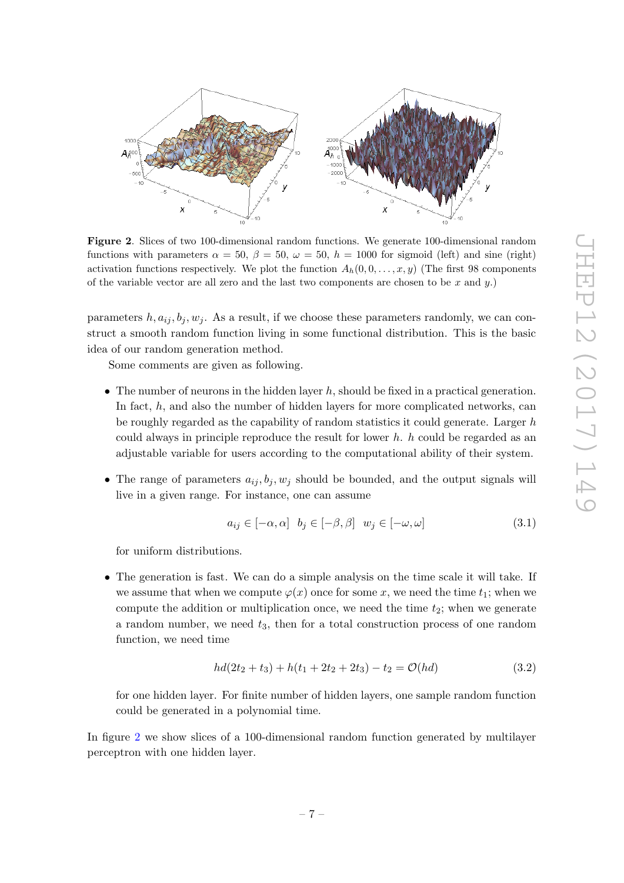**Figure 2**. Slices of two 100-dimensional random functions. We generate 100-dimensional random functions with parameters $\alpha = 50$, $\beta = 50$, $\omega = 50$, $h = 1000$ for sigmoid (left) and sine (right) activation functions respectively. We plot the function $A_h(0, 0, \ldots, x, y)$ (The first 98 components of the variable vector are all zero and the last two components are chosen to be $x$ and $y$.)

parameters $h, a_{ij}, b_j, w_j$. As a result, if we choose these parameters randomly, we can construct a smooth random function living in some functional distribution. This is the basic idea of our random generation method.

Some comments are given as following.

- The number of neurons in the hidden layer $h$, should be fixed in a practical generation. In fact, $h$, and also the number of hidden layers for more complicated networks, can be roughly regarded as the capability of random statistics it could generate. Larger $h$ could always in principle reproduce the result for lower $h$. $h$ could be regarded as an adjustable variable for users according to the computational ability of their system.

- The range of parameters $a_{ij}, b_j, w_j$ should be bounded, and the output signals will live in a given range. For instance, one can assume

$$a_{ij} \in [-\alpha, \alpha] \quad b_j \in [-\beta, \beta] \quad w_j \in [-\omega, \omega] \tag{3.1}$$

  for uniform distributions.

- The generation is fast. We can do a simple analysis on the time scale it will take. If we assume that when we compute $\varphi(x)$ once for some $x$, we need the time $t_1$; when we compute the addition or multiplication once, we need the time $t_2$; when we generate a random number, we need $t_3$, then for a total construction process of one random function, we need time

$$hd(2t_2 + t_3) + h(t_1 + 2t_2 + 2t_3) - t_2 = \mathcal{O}(hd) \tag{3.2}$$

  for one hidden layer. For finite number of hidden layers, one sample random function could be generated in a polynomial time.

In figure 2 we show slices of a 100-dimensional random function generated by multilayer perceptron with one hidden layer.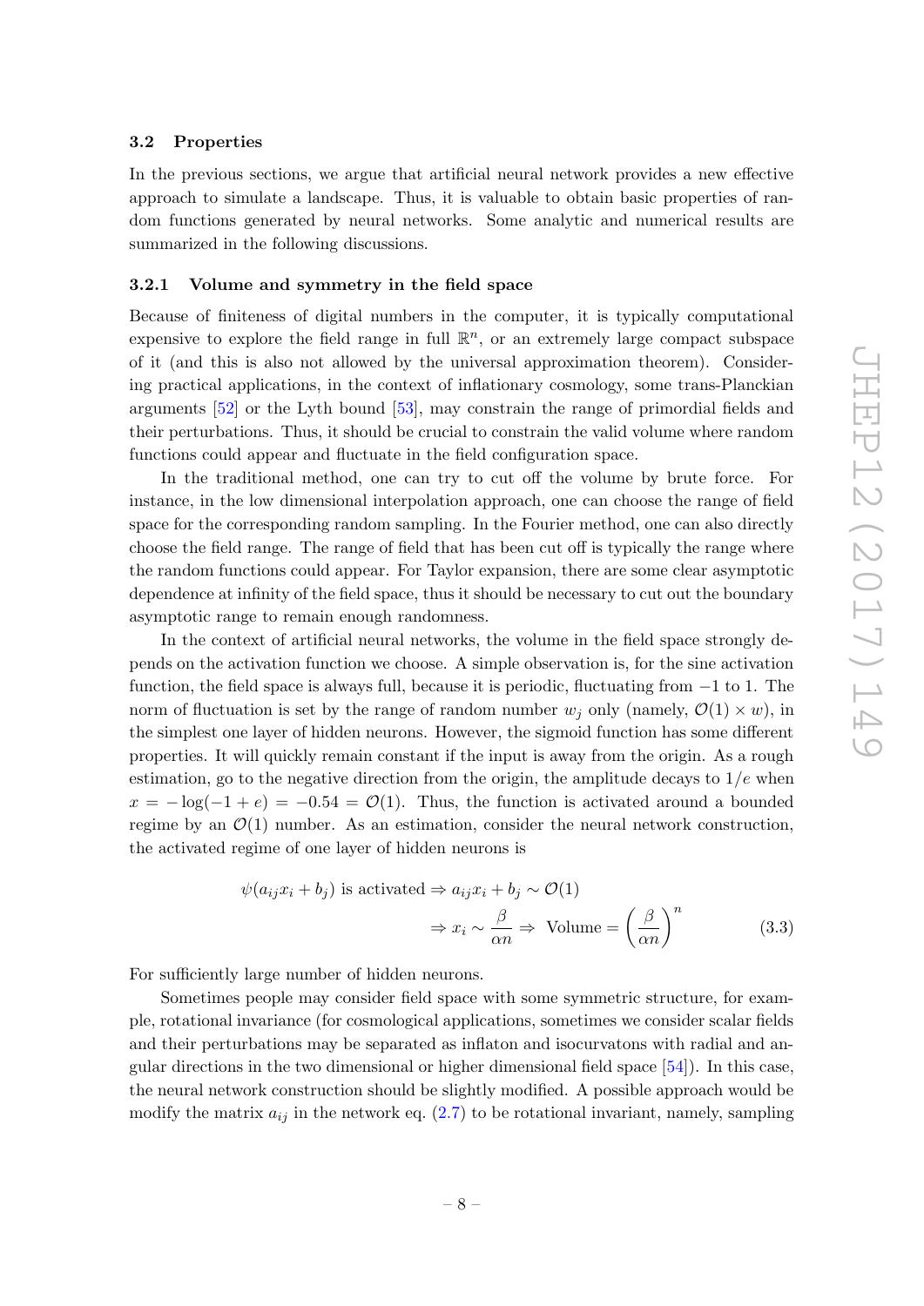### 3.2 Properties

In the previous sections, we argue that artificial neural network provides a new effective approach to simulate a landscape. Thus, it is valuable to obtain basic properties of random functions generated by neural networks. Some analytic and numerical results are summarized in the following discussions.

#### 3.2.1 Volume and symmetry in the field space

Because of finiteness of digital numbers in the computer, it is typically computational expensive to explore the field range in full $\mathbb{R}^n$, or an extremely large compact subspace of it (and this is also not allowed by the universal approximation theorem). Considering practical applications, in the context of inflationary cosmology, some trans-Planckian arguments [52] or the Lyth bound [53], may constrain the range of primordial fields and their perturbations. Thus, it should be crucial to constrain the valid volume where random functions could appear and fluctuate in the field configuration space.

In the traditional method, one can try to cut off the volume by brute force. For instance, in the low dimensional interpolation approach, one can choose the range of field space for the corresponding random sampling. In the Fourier method, one can also directly choose the field range. The range of field that has been cut off is typically the range where the random functions could appear. For Taylor expansion, there are some clear asymptotic dependence at infinity of the field space, thus it should be necessary to cut out the boundary asymptotic range to remain enough randomness.

In the context of artificial neural networks, the volume in the field space strongly depends on the activation function we choose. A simple observation is, for the sine activation function, the field space is always full, because it is periodic, fluctuating from $-1$ to 1. The norm of fluctuation is set by the range of random number $w_j$ only (namely, $\mathcal{O}(1) \times w$), in the simplest one layer of hidden neurons. However, the sigmoid function has some different properties. It will quickly remain constant if the input is away from the origin. As a rough estimation, go to the negative direction from the origin, the amplitude decays to $1/e$ when $x = -\log(-1+e) = -0.54 = \mathcal{O}(1)$. Thus, the function is activated around a bounded regime by an $\mathcal{O}(1)$ number. As an estimation, consider the neural network construction, the activated regime of one layer of hidden neurons is

$$
\begin{aligned}
\psi(a_{ij}x_i + b_j) \text{ is activated} &\Rightarrow a_{ij}x_i + b_j \sim \mathcal{O}(1) \\
&\Rightarrow x_i \sim \frac{\beta}{\alpha n} \Rightarrow \text{ Volume} = \left(\frac{\beta}{\alpha n}\right)^n
\end{aligned}
\tag{3.3}
$$

For sufficiently large number of hidden neurons.

Sometimes people may consider field space with some symmetric structure, for example, rotational invariance (for cosmological applications, sometimes we consider scalar fields and their perturbations may be separated as inflaton and isocurvatons with radial and angular directions in the two dimensional or higher dimensional field space [54]). In this case, the neural network construction should be slightly modified. A possible approach would be modify the matrix $a_{ij}$ in the network eq. (2.7) to be rotational invariant, namely, sampling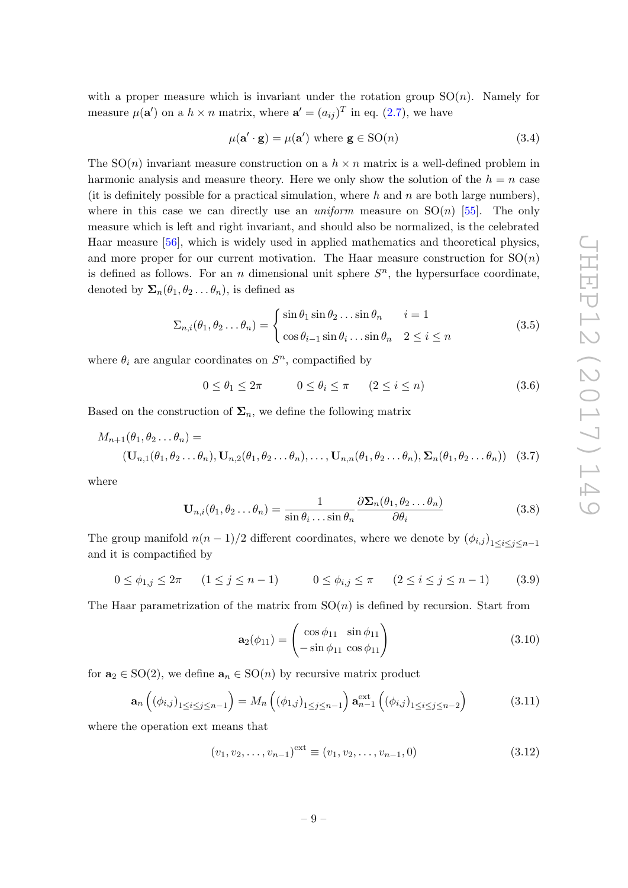with a proper measure which is invariant under the rotation group $\mathrm{SO}(n)$. Namely for measure $\mu(\mathbf{a}')$ on a $h \times n$ matrix, where $\mathbf{a}' = (a_{ij})^T$ in eq. (2.7), we have

$$\mu(\mathbf{a}' \cdot \mathbf{g}) = \mu(\mathbf{a}') \text{ where } \mathbf{g} \in \mathrm{SO}(n) \tag{3.4}$$

The $\mathrm{SO}(n)$ invariant measure construction on a $h \times n$ matrix is a well-defined problem in harmonic analysis and measure theory. Here we only show the solution of the $h = n$ case (it is definitely possible for a practical simulation, where $h$ and $n$ are both large numbers), where in this case we can directly use an *uniform* measure on $\mathrm{SO}(n)$ [55]. The only measure which is left and right invariant, and should also be normalized, is the celebrated Haar measure [56], which is widely used in applied mathematics and theoretical physics, and more proper for our current motivation. The Haar measure construction for $\mathrm{SO}(n)$ is defined as follows. For an $n$ dimensional unit sphere $S^n$, the hypersurface coordinate, denoted by $\mathbf{\Sigma}_n(\theta_1, \theta_2 \ldots \theta_n)$, is defined as

$$\Sigma_{n,i}(\theta_1, \theta_2 \ldots \theta_n) = \begin{cases} \sin\theta_1 \sin\theta_2 \ldots \sin\theta_n & i = 1 \\ \cos\theta_{i-1} \sin\theta_i \ldots \sin\theta_n & 2 \le i \le n \end{cases} \tag{3.5}$$

where $\theta_i$ are angular coordinates on $S^n$, compactified by

$$0 \le \theta_1 \le 2\pi \qquad 0 \le \theta_i \le \pi \qquad (2 \le i \le n) \tag{3.6}$$

Based on the construction of $\mathbf{\Sigma}_n$, we define the following matrix

$$\begin{aligned} &M_{n+1}(\theta_1, \theta_2 \ldots \theta_n) = \\ &\quad (\mathbf{U}_{n,1}(\theta_1, \theta_2 \ldots \theta_n), \mathbf{U}_{n,2}(\theta_1, \theta_2 \ldots \theta_n), \ldots, \mathbf{U}_{n,n}(\theta_1, \theta_2 \ldots \theta_n), \mathbf{\Sigma}_n(\theta_1, \theta_2 \ldots \theta_n)) \end{aligned} \tag{3.7}$$

where

$$\mathbf{U}_{n,i}(\theta_1, \theta_2 \ldots \theta_n) = \frac{1}{\sin\theta_i \ldots \sin\theta_n} \frac{\partial \mathbf{\Sigma}_n(\theta_1, \theta_2 \ldots \theta_n)}{\partial \theta_i} \tag{3.8}$$

The group manifold $n(n-1)/2$ different coordinates, where we denote by $(\phi_{i,j})_{1 \le i \le j \le n-1}$ and it is compactified by

$$0 \le \phi_{1,j} \le 2\pi \qquad (1 \le j \le n-1) \qquad\qquad 0 \le \phi_{i,j} \le \pi \qquad (2 \le i \le j \le n-1) \tag{3.9}$$

The Haar parametrization of the matrix from $\mathrm{SO}(n)$ is defined by recursion. Start from

$$\mathbf{a}_2(\phi_{11}) = \begin{pmatrix} \cos\phi_{11} & \sin\phi_{11} \\ -\sin\phi_{11} & \cos\phi_{11} \end{pmatrix} \tag{3.10}$$

for $\mathbf{a}_2 \in \mathrm{SO}(2)$, we define $\mathbf{a}_n \in \mathrm{SO}(n)$ by recursive matrix product

$$\mathbf{a}_n\left((\phi_{i,j})_{1 \le i \le j \le n-1}\right) = M_n\left((\phi_{1,j})_{1 \le j \le n-1}\right) \mathbf{a}_{n-1}^{\text{ext}}\left((\phi_{i,j})_{1 \le i \le j \le n-2}\right) \tag{3.11}$$

where the operation ext means that

$$(v_1, v_2, \ldots, v_{n-1})^{\text{ext}} \equiv (v_1, v_2, \ldots, v_{n-1}, 0) \tag{3.12}$$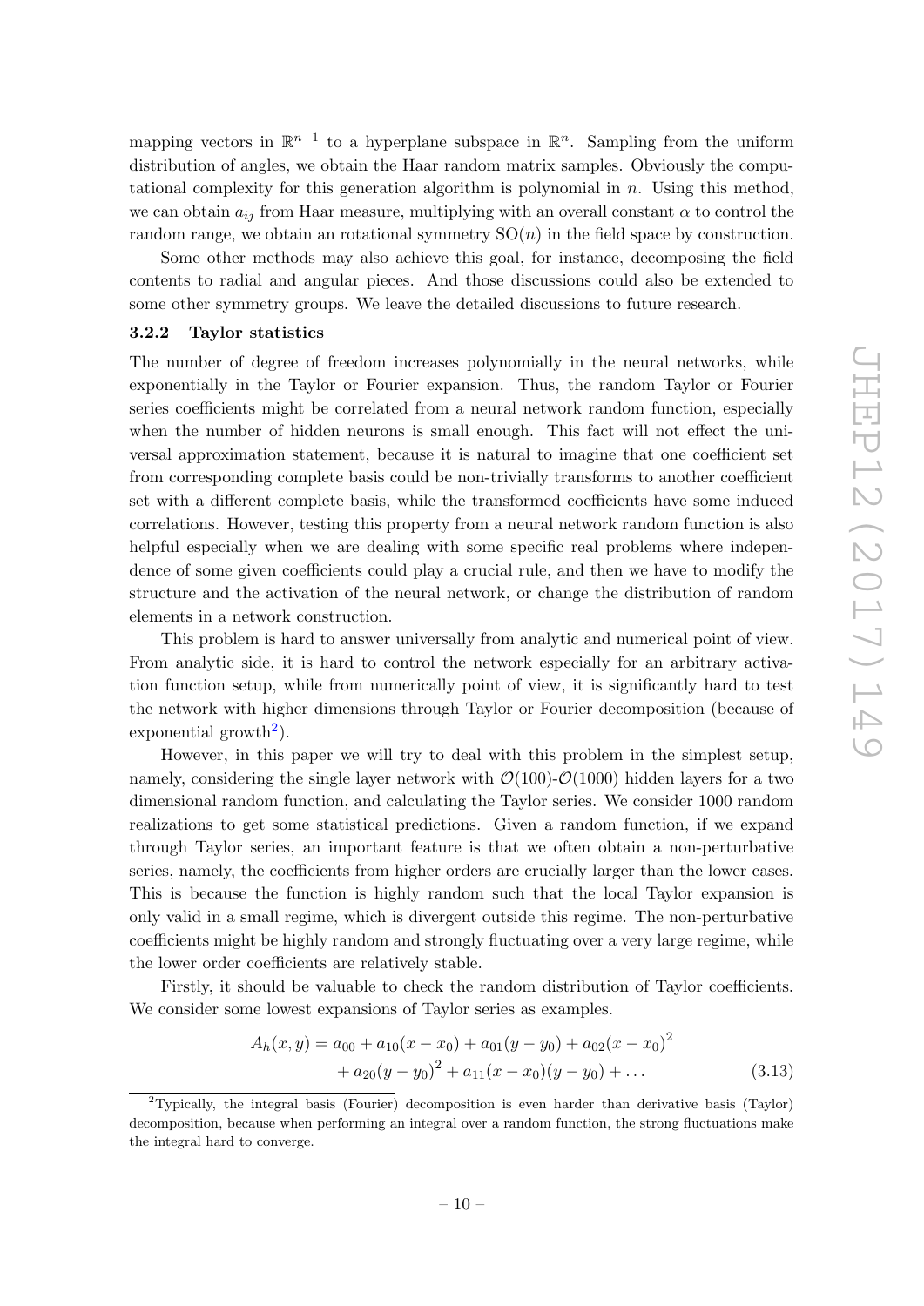mapping vectors in $\mathbb{R}^{n-1}$ to a hyperplane subspace in $\mathbb{R}^n$. Sampling from the uniform distribution of angles, we obtain the Haar random matrix samples. Obviously the computational complexity for this generation algorithm is polynomial in $n$. Using this method, we can obtain $a_{ij}$ from Haar measure, multiplying with an overall constant $\alpha$ to control the random range, we obtain an rotational symmetry $\mathrm{SO}(n)$ in the field space by construction.

Some other methods may also achieve this goal, for instance, decomposing the field contents to radial and angular pieces. And those discussions could also be extended to some other symmetry groups. We leave the detailed discussions to future research.

### 3.2.2 Taylor statistics

The number of degree of freedom increases polynomially in the neural networks, while exponentially in the Taylor or Fourier expansion. Thus, the random Taylor or Fourier series coefficients might be correlated from a neural network random function, especially when the number of hidden neurons is small enough. This fact will not effect the universal approximation statement, because it is natural to imagine that one coefficient set from corresponding complete basis could be non-trivially transforms to another coefficient set with a different complete basis, while the transformed coefficients have some induced correlations. However, testing this property from a neural network random function is also helpful especially when we are dealing with some specific real problems where independence of some given coefficients could play a crucial rule, and then we have to modify the structure and the activation of the neural network, or change the distribution of random elements in a network construction.

This problem is hard to answer universally from analytic and numerical point of view. From analytic side, it is hard to control the network especially for an arbitrary activation function setup, while from numerically point of view, it is significantly hard to test the network with higher dimensions through Taylor or Fourier decomposition (because of exponential growth[2]).

However, in this paper we will try to deal with this problem in the simplest setup, namely, considering the single layer network with $\mathcal{O}(100)$-$\mathcal{O}(1000)$ hidden layers for a two dimensional random function, and calculating the Taylor series. We consider 1000 random realizations to get some statistical predictions. Given a random function, if we expand through Taylor series, an important feature is that we often obtain a non-perturbative series, namely, the coefficients from higher orders are crucially larger than the lower cases. This is because the function is highly random such that the local Taylor expansion is only valid in a small regime, which is divergent outside this regime. The non-perturbative coefficients might be highly random and strongly fluctuating over a very large regime, while the lower order coefficients are relatively stable.

Firstly, it should be valuable to check the random distribution of Taylor coefficients. We consider some lowest expansions of Taylor series as examples.

$$
\begin{aligned}
A_h(x,y) = a_{00} &+ a_{10}(x-x_0) + a_{01}(y-y_0) + a_{02}(x-x_0)^2 \\
&+ a_{20}(y-y_0)^2 + a_{11}(x-x_0)(y-y_0) + \ldots
\end{aligned} \tag{3.13}
$$

[2] Typically, the integral basis (Fourier) decomposition is even harder than derivative basis (Taylor) decomposition, because when performing an integral over a random function, the strong fluctuations make the integral hard to converge.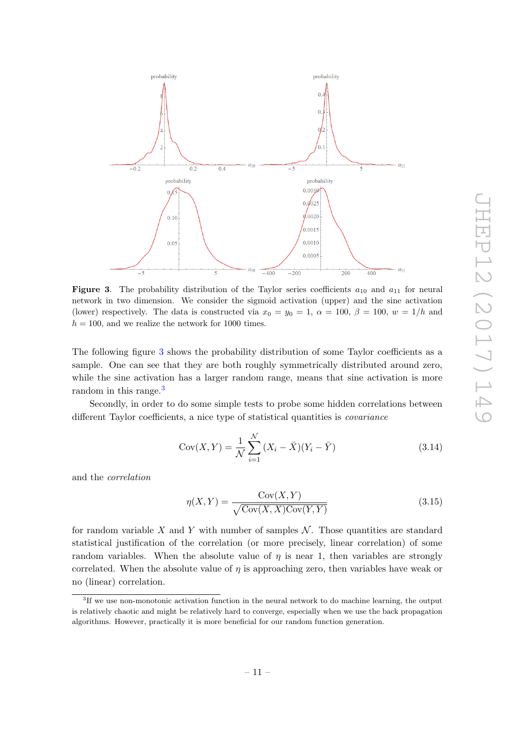**Figure 3**. The probability distribution of the Taylor series coefficients $a_{10}$ and $a_{11}$ for neural network in two dimension. We consider the sigmoid activation (upper) and the sine activation (lower) respectively. The data is constructed via $x_0 = y_0 = 1$, $\alpha = 100$, $\beta = 100$, $w = 1/h$ and $h = 100$, and we realize the network for 1000 times.

The following figure 3 shows the probability distribution of some Taylor coefficients as a sample. One can see that they are both roughly symmetrically distributed around zero, while the sine activation has a larger random range, means that sine activation is more random in this range.[3]

Secondly, in order to do some simple tests to probe some hidden correlations between different Taylor coefficients, a nice type of statistical quantities is *covariance*

$$\mathrm{Cov}(X,Y) = \frac{1}{\mathcal{N}} \sum_{i=1}^{\mathcal{N}} (X_i - \bar{X})(Y_i - \bar{Y}) \tag{3.14}$$

and the *correlation*

$$\eta(X,Y) = \frac{\mathrm{Cov}(X,Y)}{\sqrt{\mathrm{Cov}(X,X)\mathrm{Cov}(Y,Y)}} \tag{3.15}$$

for random variable $X$ and $Y$ with number of samples $\mathcal{N}$. Those quantities are standard statistical justification of the correlation (or more precisely, linear correlation) of some random variables. When the absolute value of $\eta$ is near 1, then variables are strongly correlated. When the absolute value of $\eta$ is approaching zero, then variables have weak or no (linear) correlation.

[3] If we use non-monotonic activation function in the neural network to do machine learning, the output is relatively chaotic and might be relatively hard to converge, especially when we use the back propagation algorithms. However, practically it is more beneficial for our random function generation.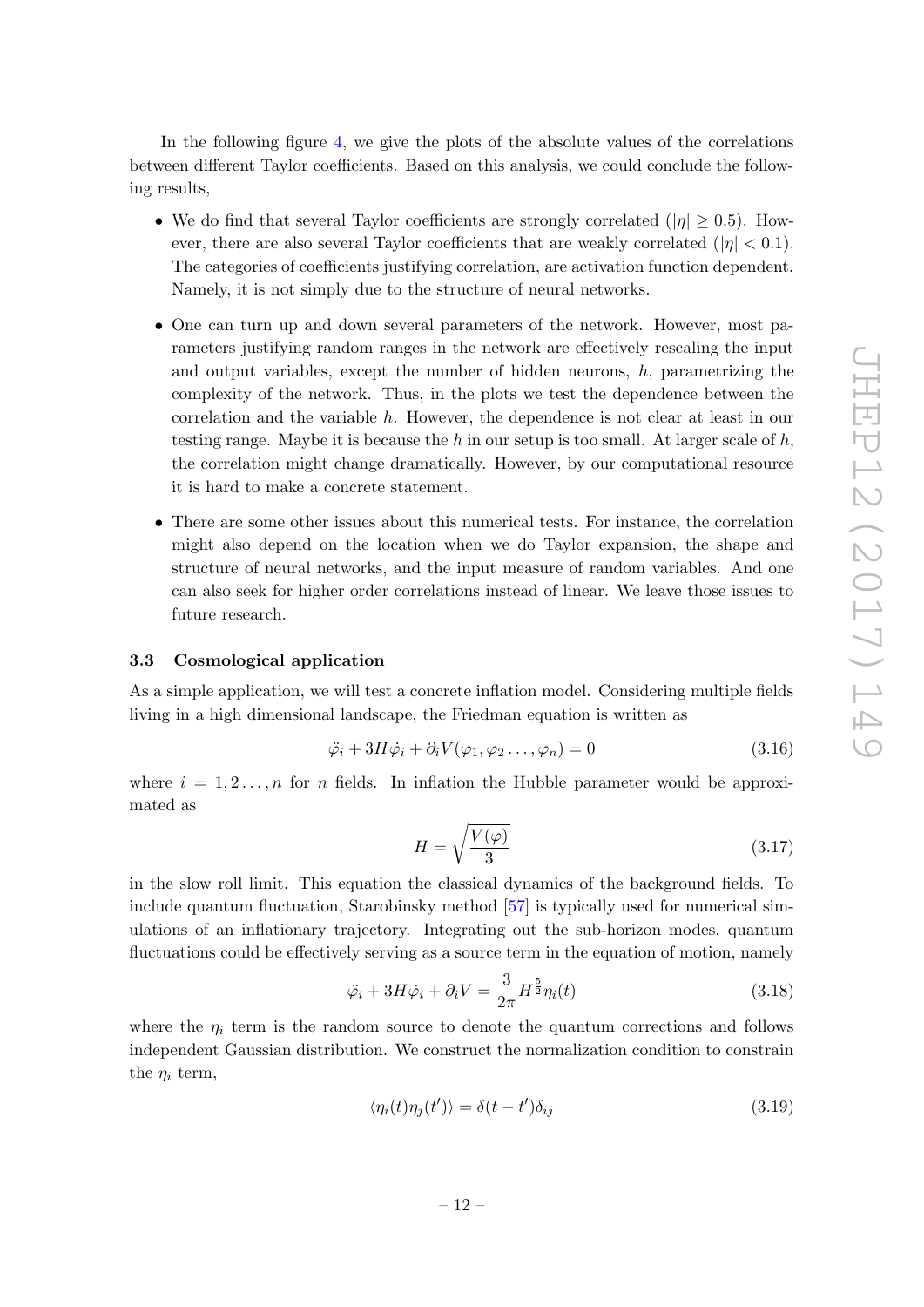In the following figure 4, we give the plots of the absolute values of the correlations between different Taylor coefficients. Based on this analysis, we could conclude the following results,

- We do find that several Taylor coefficients are strongly correlated ($|\eta| \geq 0.5$). However, there are also several Taylor coefficients that are weakly correlated ($|\eta| < 0.1$). The categories of coefficients justifying correlation, are activation function dependent. Namely, it is not simply due to the structure of neural networks.
- One can turn up and down several parameters of the network. However, most parameters justifying random ranges in the network are effectively rescaling the input and output variables, except the number of hidden neurons, $h$, parametrizing the complexity of the network. Thus, in the plots we test the dependence between the correlation and the variable $h$. However, the dependence is not clear at least in our testing range. Maybe it is because the $h$ in our setup is too small. At larger scale of $h$, the correlation might change dramatically. However, by our computational resource it is hard to make a concrete statement.
- There are some other issues about this numerical tests. For instance, the correlation might also depend on the location when we do Taylor expansion, the shape and structure of neural networks, and the input measure of random variables. And one can also seek for higher order correlations instead of linear. We leave those issues to future research.

### 3.3 Cosmological application

As a simple application, we will test a concrete inflation model. Considering multiple fields living in a high dimensional landscape, the Friedman equation is written as

$$\ddot{\varphi}_i + 3H\dot{\varphi}_i + \partial_i V(\varphi_1, \varphi_2 \ldots, \varphi_n) = 0 \tag{3.16}$$

where $i = 1, 2 \ldots, n$ for $n$ fields. In inflation the Hubble parameter would be approximated as

$$H = \sqrt{\frac{V(\varphi)}{3}} \tag{3.17}$$

in the slow roll limit. This equation the classical dynamics of the background fields. To include quantum fluctuation, Starobinsky method [57] is typically used for numerical simulations of an inflationary trajectory. Integrating out the sub-horizon modes, quantum fluctuations could be effectively serving as a source term in the equation of motion, namely

$$\ddot{\varphi}_i + 3H\dot{\varphi}_i + \partial_i V = \frac{3}{2\pi} H^{\frac{5}{2}} \eta_i(t) \tag{3.18}$$

where the $\eta_i$ term is the random source to denote the quantum corrections and follows independent Gaussian distribution. We construct the normalization condition to constrain the $\eta_i$ term,

$$\langle \eta_i(t) \eta_j(t') \rangle = \delta(t - t')\delta_{ij} \tag{3.19}$$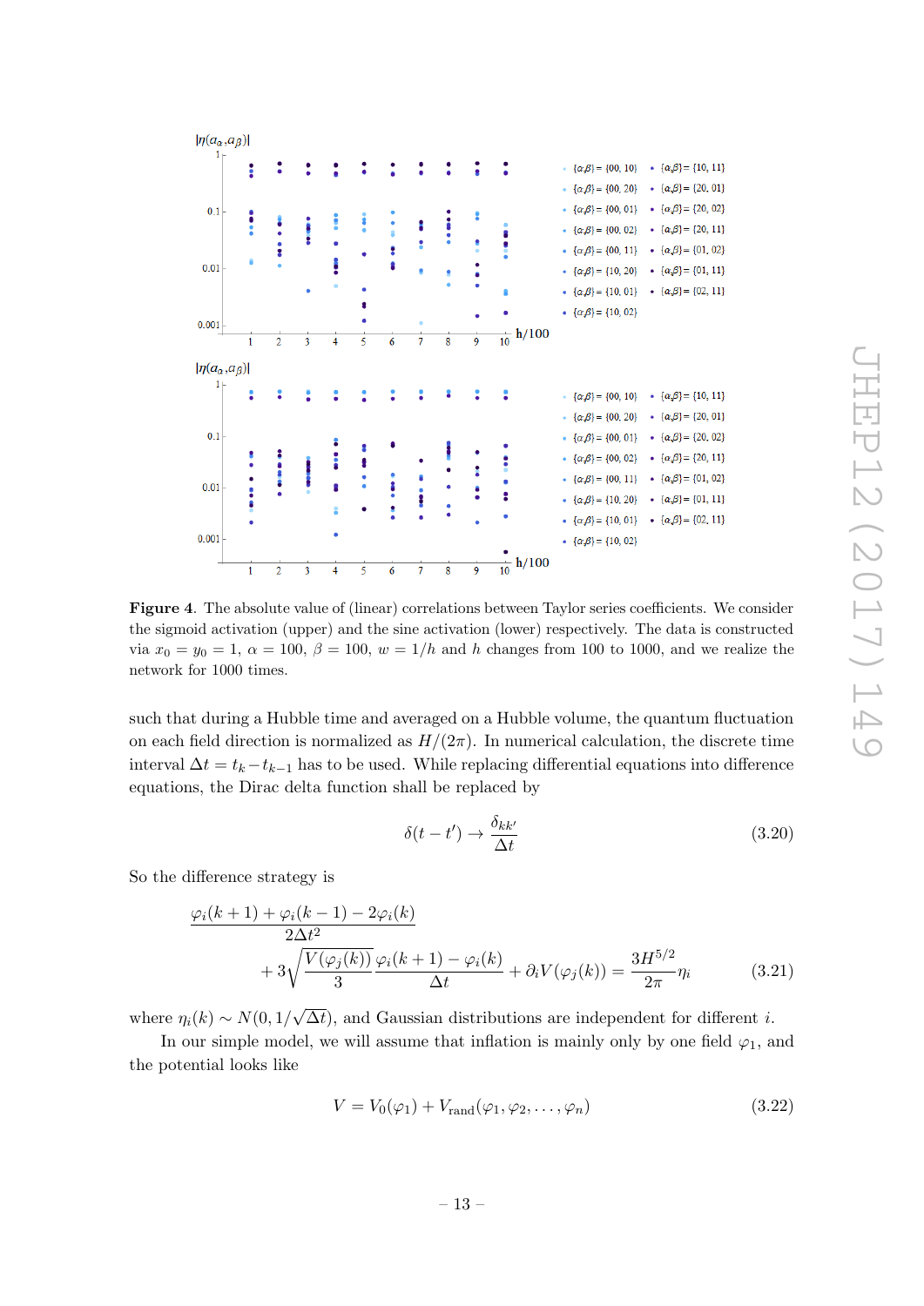**Figure 4**. The absolute value of (linear) correlations between Taylor series coefficients. We consider the sigmoid activation (upper) and the sine activation (lower) respectively. The data is constructed via $x_0 = y_0 = 1$, $\alpha = 100$, $\beta = 100$, $w = 1/h$ and $h$ changes from 100 to 1000, and we realize the network for 1000 times.

such that during a Hubble time and averaged on a Hubble volume, the quantum fluctuation on each field direction is normalized as $H/(2\pi)$. In numerical calculation, the discrete time interval $\Delta t = t_k - t_{k-1}$ has to be used. While replacing differential equations into difference equations, the Dirac delta function shall be replaced by

$$\delta(t - t') \to \frac{\delta_{kk'}}{\Delta t} \tag{3.20}$$

So the difference strategy is

$$\frac{\varphi_i(k+1) + \varphi_i(k-1) - 2\varphi_i(k)}{2\Delta t^2} + 3\sqrt{\frac{V(\varphi_j(k))}{3}}\,\frac{\varphi_i(k+1) - \varphi_i(k)}{\Delta t} + \partial_i V(\varphi_j(k)) = \frac{3H^{5/2}}{2\pi}\eta_i \tag{3.21}$$

where $\eta_i(k) \sim N(0, 1/\sqrt{\Delta t})$, and Gaussian distributions are independent for different $i$.

In our simple model, we will assume that inflation is mainly only by one field $\varphi_1$, and the potential looks like

$$V = V_0(\varphi_1) + V_{\text{rand}}(\varphi_1, \varphi_2, \ldots, \varphi_n) \tag{3.22}$$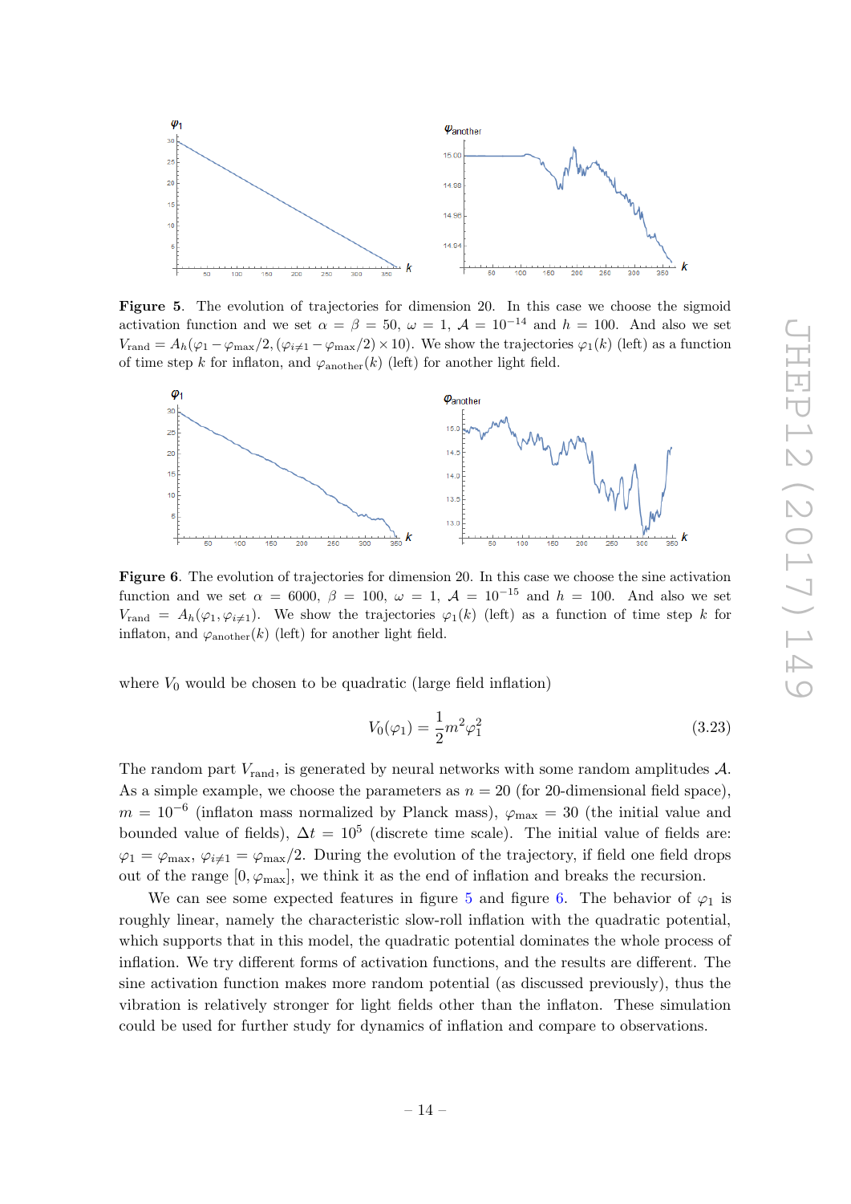**Figure 5**. The evolution of trajectories for dimension 20. In this case we choose the sigmoid activation function and we set $\alpha = \beta = 50$, $\omega = 1$, $\mathcal{A} = 10^{-14}$ and $h = 100$. And also we set $V_{\rm rand} = A_h(\varphi_1 - \varphi_{\rm max}/2, (\varphi_{i\neq 1} - \varphi_{\rm max}/2) \times 10)$. We show the trajectories $\varphi_1(k)$ (left) as a function of time step $k$ for inflaton, and $\varphi_{\rm another}(k)$ (left) for another light field.

**Figure 6**. The evolution of trajectories for dimension 20. In this case we choose the sine activation function and we set $\alpha = 6000$, $\beta = 100$, $\omega = 1$, $\mathcal{A} = 10^{-15}$ and $h = 100$. And also we set $V_{\rm rand} = A_h(\varphi_1, \varphi_{i\neq 1})$. We show the trajectories $\varphi_1(k)$ (left) as a function of time step $k$ for inflaton, and $\varphi_{\rm another}(k)$ (left) for another light field.

where $V_0$ would be chosen to be quadratic (large field inflation)

$$V_0(\varphi_1) = \frac{1}{2} m^2 \varphi_1^2 \tag{3.23}$$

The random part $V_{\rm rand}$, is generated by neural networks with some random amplitudes $\mathcal{A}$. As a simple example, we choose the parameters as $n = 20$ (for 20-dimensional field space), $m = 10^{-6}$ (inflaton mass normalized by Planck mass), $\varphi_{\rm max} = 30$ (the initial value and bounded value of fields), $\Delta t = 10^5$ (discrete time scale). The initial value of fields are: $\varphi_1 = \varphi_{\rm max}$, $\varphi_{i\neq 1} = \varphi_{\rm max}/2$. During the evolution of the trajectory, if field one field drops out of the range $[0, \varphi_{\rm max}]$, we think it as the end of inflation and breaks the recursion.

We can see some expected features in figure 5 and figure 6. The behavior of $\varphi_1$ is roughly linear, namely the characteristic slow-roll inflation with the quadratic potential, which supports that in this model, the quadratic potential dominates the whole process of inflation. We try different forms of activation functions, and the results are different. The sine activation function makes more random potential (as discussed previously), thus the vibration is relatively stronger for light fields other than the inflaton. These simulation could be used for further study for dynamics of inflation and compare to observations.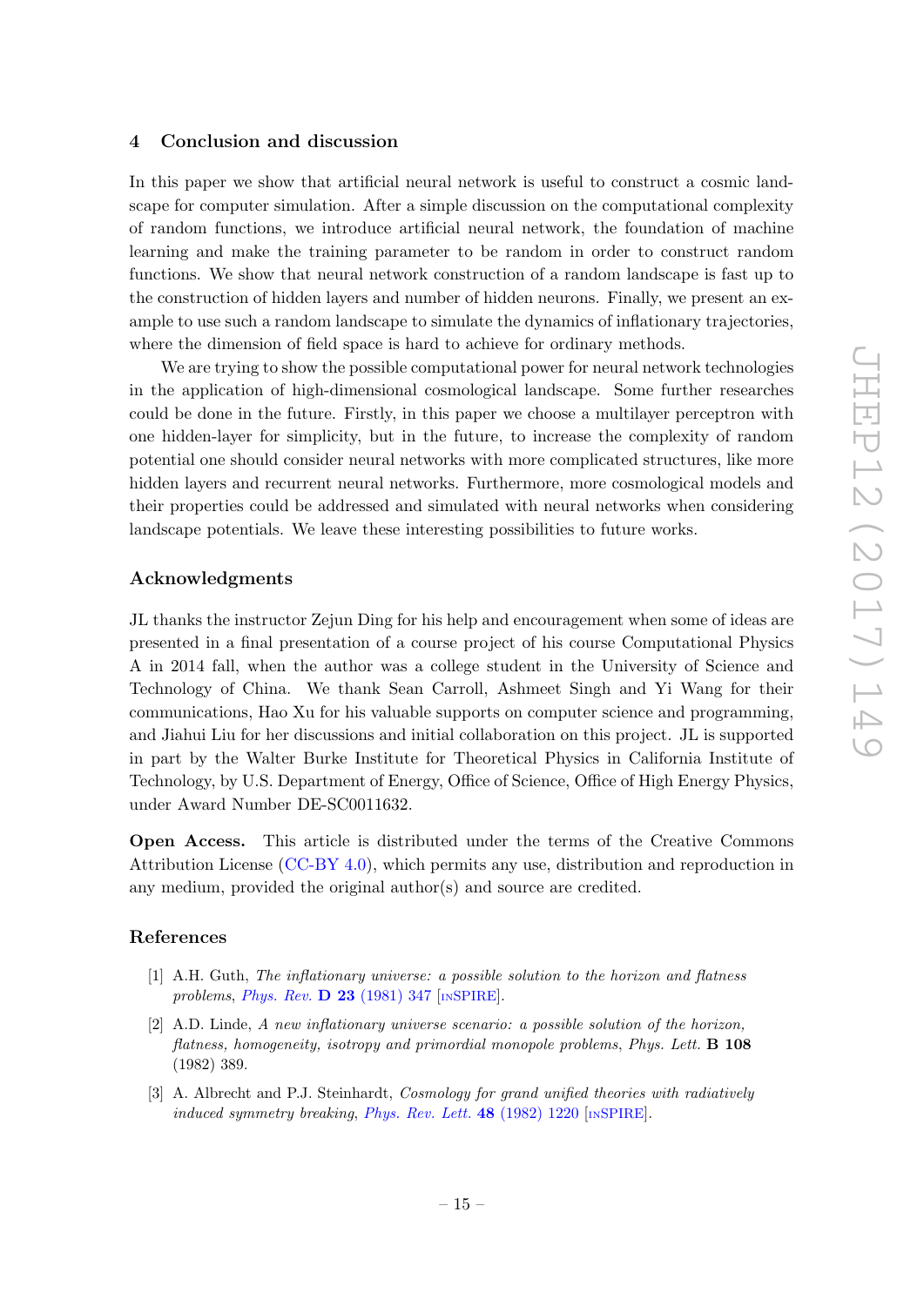## 4 Conclusion and discussion

In this paper we show that artificial neural network is useful to construct a cosmic landscape for computer simulation. After a simple discussion on the computational complexity of random functions, we introduce artificial neural network, the foundation of machine learning and make the training parameter to be random in order to construct random functions. We show that neural network construction of a random landscape is fast up to the construction of hidden layers and number of hidden neurons. Finally, we present an example to use such a random landscape to simulate the dynamics of inflationary trajectories, where the dimension of field space is hard to achieve for ordinary methods.

We are trying to show the possible computational power for neural network technologies in the application of high-dimensional cosmological landscape. Some further researches could be done in the future. Firstly, in this paper we choose a multilayer perceptron with one hidden-layer for simplicity, but in the future, to increase the complexity of random potential one should consider neural networks with more complicated structures, like more hidden layers and recurrent neural networks. Furthermore, more cosmological models and their properties could be addressed and simulated with neural networks when considering landscape potentials. We leave these interesting possibilities to future works.

### Acknowledgments

JL thanks the instructor Zejun Ding for his help and encouragement when some of ideas are presented in a final presentation of a course project of his course Computational Physics A in 2014 fall, when the author was a college student in the University of Science and Technology of China. We thank Sean Carroll, Ashmeet Singh and Yi Wang for their communications, Hao Xu for his valuable supports on computer science and programming, and Jiahui Liu for her discussions and initial collaboration on this project. JL is supported in part by the Walter Burke Institute for Theoretical Physics in California Institute of Technology, by U.S. Department of Energy, Office of Science, Office of High Energy Physics, under Award Number DE-SC0011632.

**Open Access.** This article is distributed under the terms of the Creative Commons Attribution License (CC-BY 4.0), which permits any use, distribution and reproduction in any medium, provided the original author(s) and source are credited.

### References

[1] A.H. Guth, *The inflationary universe: a possible solution to the horizon and flatness problems*, *Phys. Rev.* **D 23** (1981) 347 [INSPIRE].

[2] A.D. Linde, *A new inflationary universe scenario: a possible solution of the horizon, flatness, homogeneity, isotropy and primordial monopole problems*, *Phys. Lett.* **B 108** (1982) 389.

[3] A. Albrecht and P.J. Steinhardt, *Cosmology for grand unified theories with radiatively induced symmetry breaking*, *Phys. Rev. Lett.* **48** (1982) 1220 [INSPIRE].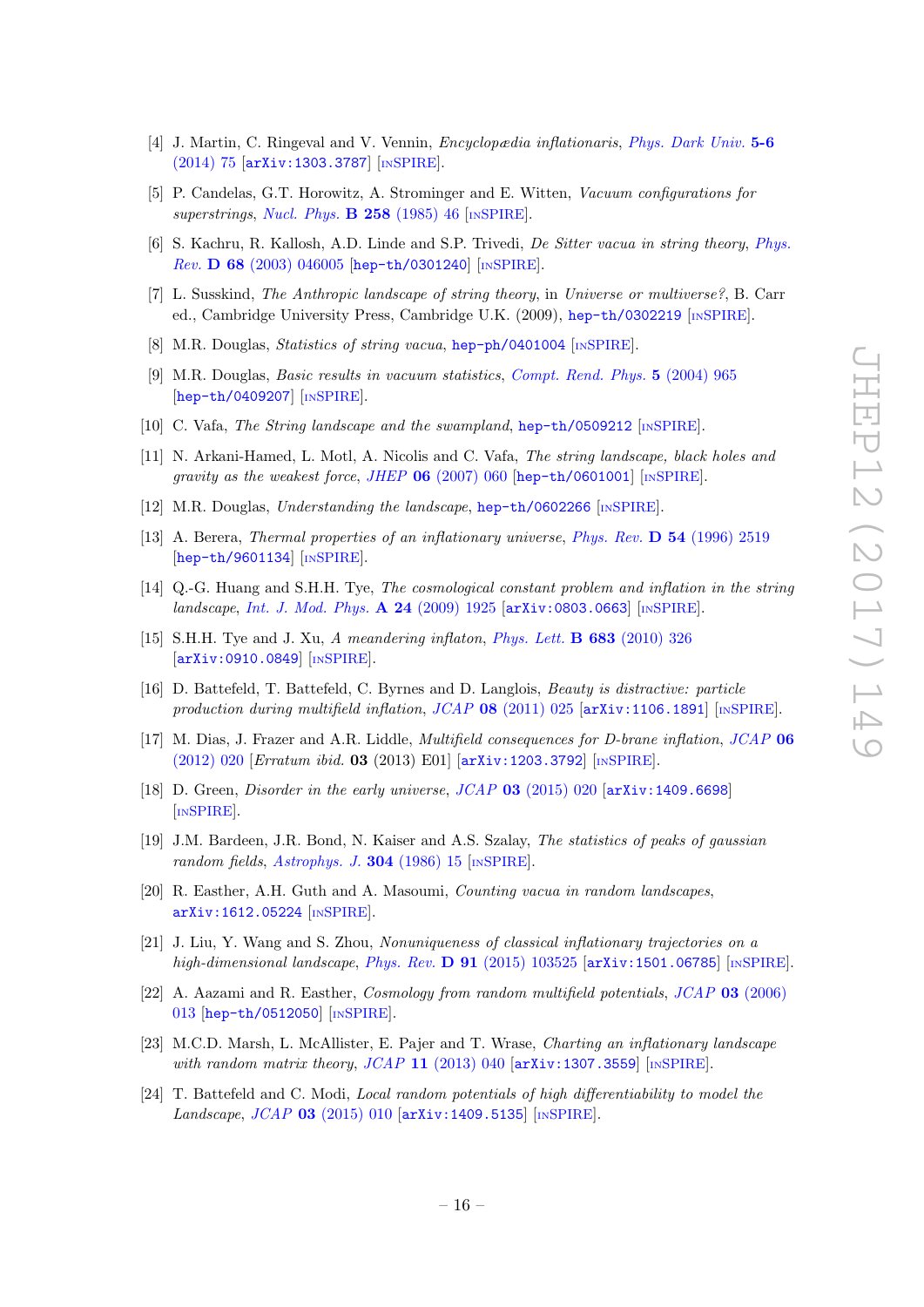[4] J. Martin, C. Ringeval and V. Vennin, *Encyclopædia inflationaris*, *Phys. Dark Univ.* **5-6** (2014) 75 [arXiv:1303.3787] [INSPIRE].

[5] P. Candelas, G.T. Horowitz, A. Strominger and E. Witten, *Vacuum configurations for superstrings*, *Nucl. Phys.* **B 258** (1985) 46 [INSPIRE].

[6] S. Kachru, R. Kallosh, A.D. Linde and S.P. Trivedi, *De Sitter vacua in string theory*, *Phys. Rev.* **D 68** (2003) 046005 [hep-th/0301240] [INSPIRE].

[7] L. Susskind, *The Anthropic landscape of string theory*, in *Universe or multiverse?*, B. Carr ed., Cambridge University Press, Cambridge U.K. (2009), hep-th/0302219 [INSPIRE].

[8] M.R. Douglas, *Statistics of string vacua*, hep-ph/0401004 [INSPIRE].

[9] M.R. Douglas, *Basic results in vacuum statistics*, *Compt. Rend. Phys.* **5** (2004) 965 [hep-th/0409207] [INSPIRE].

[10] C. Vafa, *The String landscape and the swampland*, hep-th/0509212 [INSPIRE].

[11] N. Arkani-Hamed, L. Motl, A. Nicolis and C. Vafa, *The string landscape, black holes and gravity as the weakest force*, *JHEP* **06** (2007) 060 [hep-th/0601001] [INSPIRE].

[12] M.R. Douglas, *Understanding the landscape*, hep-th/0602266 [INSPIRE].

[13] A. Berera, *Thermal properties of an inflationary universe*, *Phys. Rev.* **D 54** (1996) 2519 [hep-th/9601134] [INSPIRE].

[14] Q.-G. Huang and S.H.H. Tye, *The cosmological constant problem and inflation in the string landscape*, *Int. J. Mod. Phys.* **A 24** (2009) 1925 [arXiv:0803.0663] [INSPIRE].

[15] S.H.H. Tye and J. Xu, *A meandering inflaton*, *Phys. Lett.* **B 683** (2010) 326 [arXiv:0910.0849] [INSPIRE].

[16] D. Battefeld, T. Battefeld, C. Byrnes and D. Langlois, *Beauty is distractive: particle production during multifield inflation*, *JCAP* **08** (2011) 025 [arXiv:1106.1891] [INSPIRE].

[17] M. Dias, J. Frazer and A.R. Liddle, *Multifield consequences for D-brane inflation*, *JCAP* **06** (2012) 020 [*Erratum ibid.* **03** (2013) E01] [arXiv:1203.3792] [INSPIRE].

[18] D. Green, *Disorder in the early universe*, *JCAP* **03** (2015) 020 [arXiv:1409.6698] [INSPIRE].

[19] J.M. Bardeen, J.R. Bond, N. Kaiser and A.S. Szalay, *The statistics of peaks of gaussian random fields*, *Astrophys. J.* **304** (1986) 15 [INSPIRE].

[20] R. Easther, A.H. Guth and A. Masoumi, *Counting vacua in random landscapes*, arXiv:1612.05224 [INSPIRE].

[21] J. Liu, Y. Wang and S. Zhou, *Nonuniqueness of classical inflationary trajectories on a high-dimensional landscape*, *Phys. Rev.* **D 91** (2015) 103525 [arXiv:1501.06785] [INSPIRE].

[22] A. Aazami and R. Easther, *Cosmology from random multifield potentials*, *JCAP* **03** (2006) 013 [hep-th/0512050] [INSPIRE].

[23] M.C.D. Marsh, L. McAllister, E. Pajer and T. Wrase, *Charting an inflationary landscape with random matrix theory*, *JCAP* **11** (2013) 040 [arXiv:1307.3559] [INSPIRE].

[24] T. Battefeld and C. Modi, *Local random potentials of high differentiability to model the Landscape*, *JCAP* **03** (2015) 010 [arXiv:1409.5135] [INSPIRE].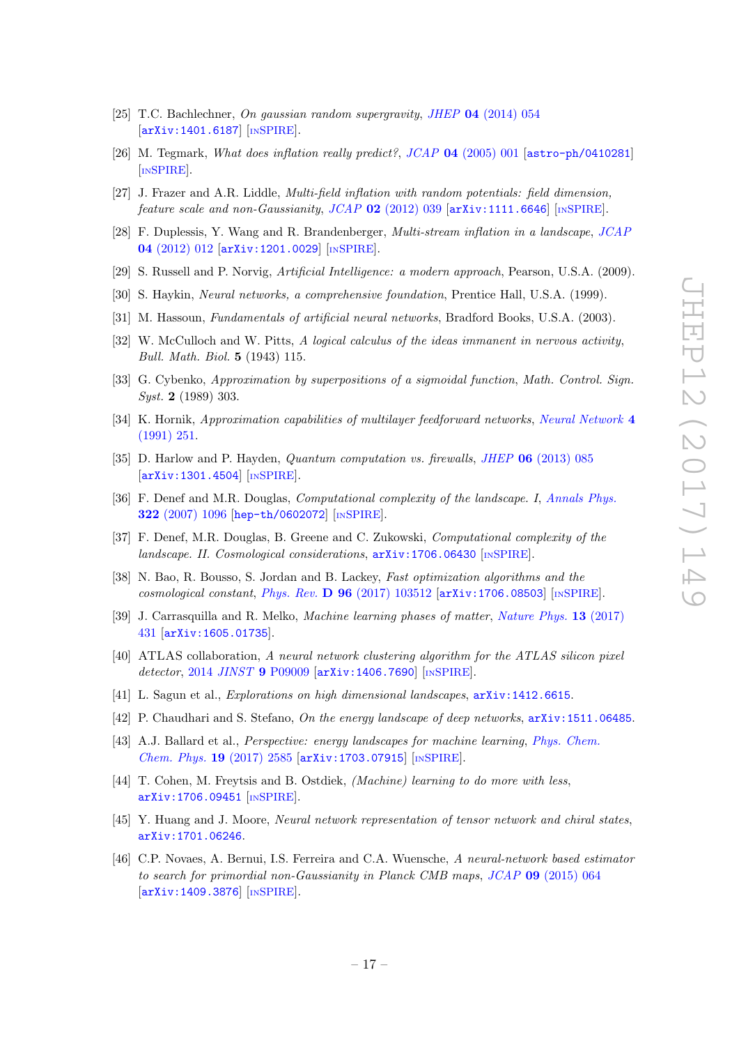[25] T.C. Bachlechner, *On gaussian random supergravity*, *JHEP* **04** (2014) 054 [arXiv:1401.6187] [INSPIRE].

[26] M. Tegmark, *What does inflation really predict?*, *JCAP* **04** (2005) 001 [astro-ph/0410281] [INSPIRE].

[27] J. Frazer and A.R. Liddle, *Multi-field inflation with random potentials: field dimension, feature scale and non-Gaussianity*, *JCAP* **02** (2012) 039 [arXiv:1111.6646] [INSPIRE].

[28] F. Duplessis, Y. Wang and R. Brandenberger, *Multi-stream inflation in a landscape*, *JCAP* **04** (2012) 012 [arXiv:1201.0029] [INSPIRE].

[29] S. Russell and P. Norvig, *Artificial Intelligence: a modern approach*, Pearson, U.S.A. (2009).

[30] S. Haykin, *Neural networks, a comprehensive foundation*, Prentice Hall, U.S.A. (1999).

[31] M. Hassoun, *Fundamentals of artificial neural networks*, Bradford Books, U.S.A. (2003).

[32] W. McCulloch and W. Pitts, *A logical calculus of the ideas immanent in nervous activity*, *Bull. Math. Biol.* **5** (1943) 115.

[33] G. Cybenko, *Approximation by superpositions of a sigmoidal function*, *Math. Control. Sign. Syst.* **2** (1989) 303.

[34] K. Hornik, *Approximation capabilities of multilayer feedforward networks*, *Neural Network* **4** (1991) 251.

[35] D. Harlow and P. Hayden, *Quantum computation vs. firewalls*, *JHEP* **06** (2013) 085 [arXiv:1301.4504] [INSPIRE].

[36] F. Denef and M.R. Douglas, *Computational complexity of the landscape. I*, *Annals Phys.* **322** (2007) 1096 [hep-th/0602072] [INSPIRE].

[37] F. Denef, M.R. Douglas, B. Greene and C. Zukowski, *Computational complexity of the landscape. II. Cosmological considerations*, arXiv:1706.06430 [INSPIRE].

[38] N. Bao, R. Bousso, S. Jordan and B. Lackey, *Fast optimization algorithms and the cosmological constant*, *Phys. Rev.* **D 96** (2017) 103512 [arXiv:1706.08503] [INSPIRE].

[39] J. Carrasquilla and R. Melko, *Machine learning phases of matter*, *Nature Phys.* **13** (2017) 431 [arXiv:1605.01735].

[40] ATLAS collaboration, *A neural network clustering algorithm for the ATLAS silicon pixel detector*, 2014 *JINST* **9** P09009 [arXiv:1406.7690] [INSPIRE].

[41] L. Sagun et al., *Explorations on high dimensional landscapes*, arXiv:1412.6615.

[42] P. Chaudhari and S. Stefano, *On the energy landscape of deep networks*, arXiv:1511.06485.

[43] A.J. Ballard et al., *Perspective: energy landscapes for machine learning*, *Phys. Chem. Chem. Phys.* **19** (2017) 2585 [arXiv:1703.07915] [INSPIRE].

[44] T. Cohen, M. Freytsis and B. Ostdiek, *(Machine) learning to do more with less*, arXiv:1706.09451 [INSPIRE].

[45] Y. Huang and J. Moore, *Neural network representation of tensor network and chiral states*, arXiv:1701.06246.

[46] C.P. Novaes, A. Bernui, I.S. Ferreira and C.A. Wuensche, *A neural-network based estimator to search for primordial non-Gaussianity in Planck CMB maps*, *JCAP* **09** (2015) 064 [arXiv:1409.3876] [INSPIRE].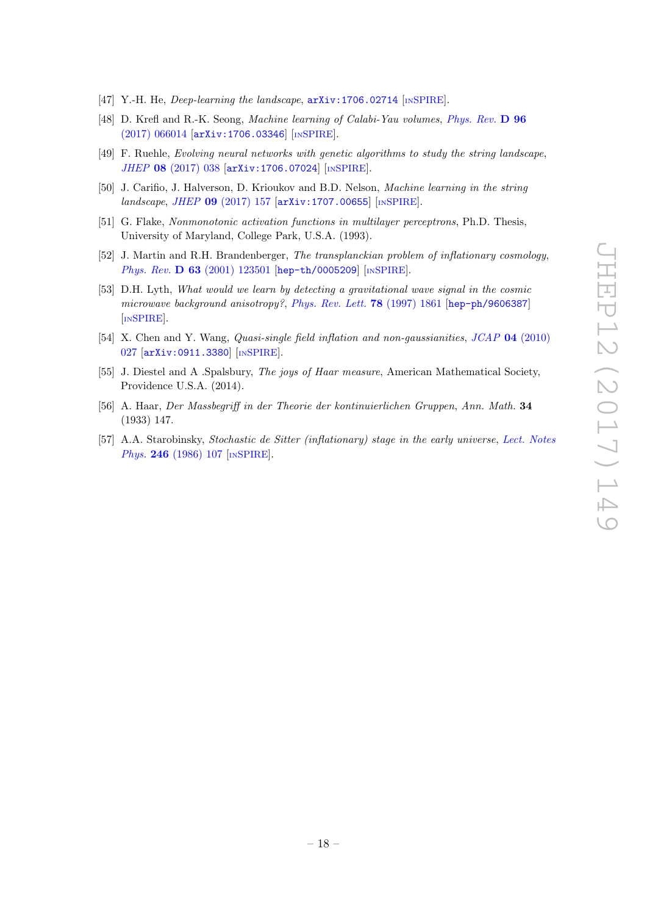[47] Y.-H. He, *Deep-learning the landscape*, arXiv:1706.02714 [INSPIRE].

[48] D. Krefl and R.-K. Seong, *Machine learning of Calabi-Yau volumes*, *Phys. Rev.* **D 96** (2017) 066014 [arXiv:1706.03346] [INSPIRE].

[49] F. Ruehle, *Evolving neural networks with genetic algorithms to study the string landscape*, *JHEP* **08** (2017) 038 [arXiv:1706.07024] [INSPIRE].

[50] J. Carifio, J. Halverson, D. Krioukov and B.D. Nelson, *Machine learning in the string landscape*, *JHEP* **09** (2017) 157 [arXiv:1707.00655] [INSPIRE].

[51] G. Flake, *Nonmonotonic activation functions in multilayer perceptrons*, Ph.D. Thesis, University of Maryland, College Park, U.S.A. (1993).

[52] J. Martin and R.H. Brandenberger, *The transplanckian problem of inflationary cosmology*, *Phys. Rev.* **D 63** (2001) 123501 [hep-th/0005209] [INSPIRE].

[53] D.H. Lyth, *What would we learn by detecting a gravitational wave signal in the cosmic microwave background anisotropy?*, *Phys. Rev. Lett.* **78** (1997) 1861 [hep-ph/9606387] [INSPIRE].

[54] X. Chen and Y. Wang, *Quasi-single field inflation and non-gaussianities*, *JCAP* **04** (2010) 027 [arXiv:0911.3380] [INSPIRE].

[55] J. Diestel and A .Spalsbury, *The joys of Haar measure*, American Mathematical Society, Providence U.S.A. (2014).

[56] A. Haar, *Der Massbegriff in der Theorie der kontinuierlichen Gruppen*, *Ann. Math.* **34** (1933) 147.

[57] A.A. Starobinsky, *Stochastic de Sitter (inflationary) stage in the early universe*, *Lect. Notes Phys.* **246** (1986) 107 [INSPIRE].